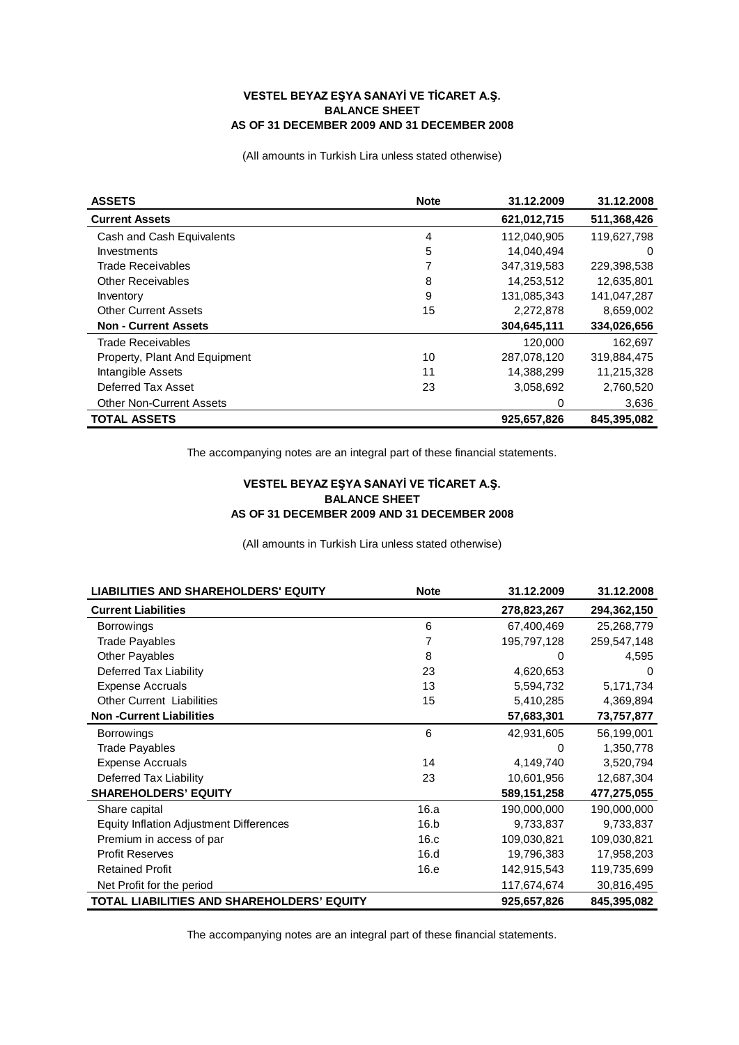**VESTEL BEYAZ EŞYA SANAYİ VE TİCARET A.Ş.**
**BALANCE SHEET**
**AS OF 31 DECEMBER 2009 AND 31 DECEMBER 2008**

(All amounts in Turkish Lira unless stated otherwise)

| ASSETS | Note | 31.12.2009 | 31.12.2008 |
|---|---|---|---|
| **Current Assets** | | **621,012,715** | **511,368,426** |
| Cash and Cash Equivalents | 4 | 112,040,905 | 119,627,798 |
| Investments | 5 | 14,040,494 | 0 |
| Trade Receivables | 7 | 347,319,583 | 229,398,538 |
| Other Receivables | 8 | 14,253,512 | 12,635,801 |
| Inventory | 9 | 131,085,343 | 141,047,287 |
| Other Current Assets | 15 | 2,272,878 | 8,659,002 |
| **Non - Current Assets** | | **304,645,111** | **334,026,656** |
| Trade Receivables | | 120,000 | 162,697 |
| Property, Plant And Equipment | 10 | 287,078,120 | 319,884,475 |
| Intangible Assets | 11 | 14,388,299 | 11,215,328 |
| Deferred Tax Asset | 23 | 3,058,692 | 2,760,520 |
| Other Non-Current Assets | | 0 | 3,636 |
| **TOTAL ASSETS** | | **925,657,826** | **845,395,082** |

The accompanying notes are an integral part of these financial statements.

**VESTEL BEYAZ EŞYA SANAYİ VE TİCARET A.Ş.**
**BALANCE SHEET**
**AS OF 31 DECEMBER 2009 AND 31 DECEMBER 2008**

(All amounts in Turkish Lira unless stated otherwise)

| LIABILITIES AND SHAREHOLDERS' EQUITY | Note | 31.12.2009 | 31.12.2008 |
|---|---|---|---|
| **Current Liabilities** | | **278,823,267** | **294,362,150** |
| Borrowings | 6 | 67,400,469 | 25,268,779 |
| Trade Payables | 7 | 195,797,128 | 259,547,148 |
| Other Payables | 8 | 0 | 4,595 |
| Deferred Tax Liability | 23 | 4,620,653 | 0 |
| Expense Accruals | 13 | 5,594,732 | 5,171,734 |
| Other Current Liabilities | 15 | 5,410,285 | 4,369,894 |
| **Non -Current Liabilities** | | **57,683,301** | **73,757,877** |
| Borrowings | 6 | 42,931,605 | 56,199,001 |
| Trade Payables | | 0 | 1,350,778 |
| Expense Accruals | 14 | 4,149,740 | 3,520,794 |
| Deferred Tax Liability | 23 | 10,601,956 | 12,687,304 |
| **SHAREHOLDERS' EQUITY** | | **589,151,258** | **477,275,055** |
| Share capital | 16.a | 190,000,000 | 190,000,000 |
| Equity Inflation Adjustment Differences | 16.b | 9,733,837 | 9,733,837 |
| Premium in access of par | 16.c | 109,030,821 | 109,030,821 |
| Profit Reserves | 16.d | 19,796,383 | 17,958,203 |
| Retained Profit | 16.e | 142,915,543 | 119,735,699 |
| Net Profit for the period | | 117,674,674 | 30,816,495 |
| **TOTAL LIABILITIES AND SHAREHOLDERS' EQUITY** | | **925,657,826** | **845,395,082** |

The accompanying notes are an integral part of these financial statements.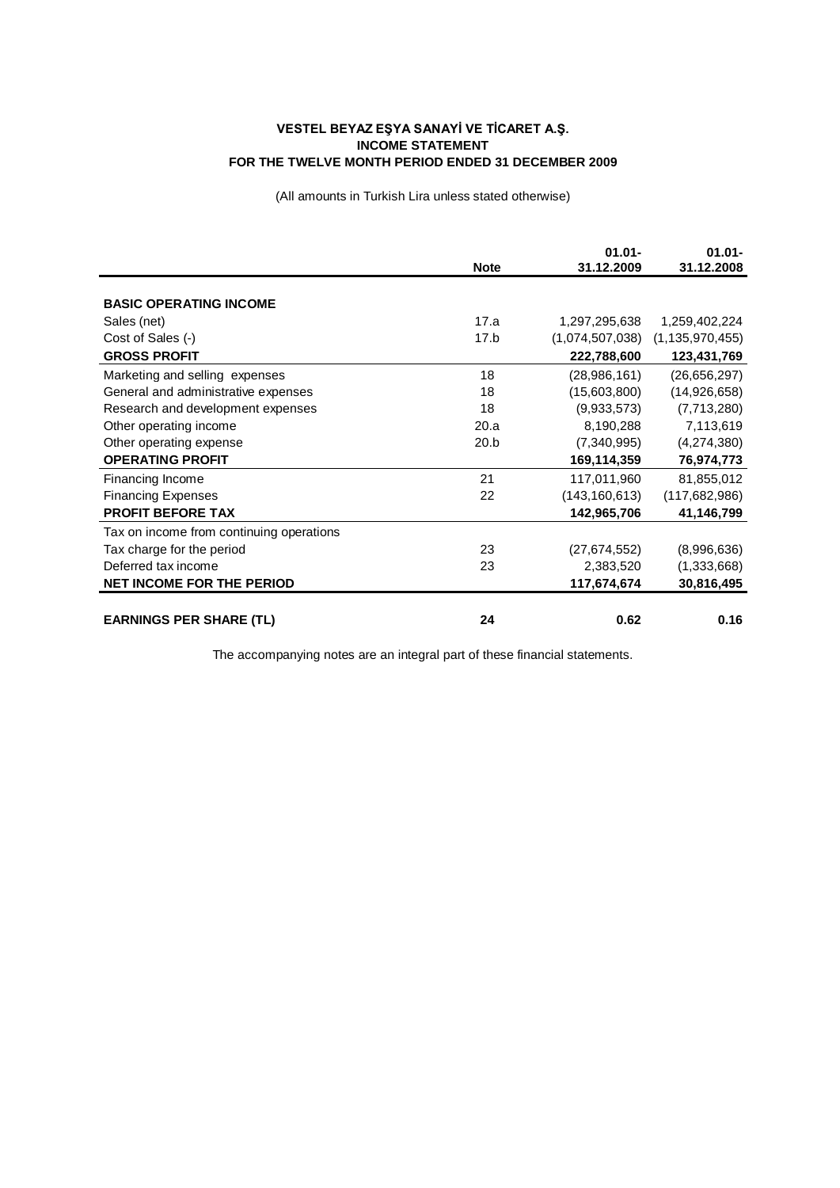**VESTEL BEYAZ EŞYA SANAYİ VE TİCARET A.Ş.**
**INCOME STATEMENT**
**FOR THE TWELVE MONTH PERIOD ENDED 31 DECEMBER 2009**

(All amounts in Turkish Lira unless stated otherwise)

| | Note | 01.01-31.12.2009 | 01.01-31.12.2008 |
|---|---|---|---|
| **BASIC OPERATING INCOME** | | | |
| Sales (net) | 17.a | 1,297,295,638 | 1,259,402,224 |
| Cost of Sales (-) | 17.b | (1,074,507,038) | (1,135,970,455) |
| **GROSS PROFIT** | | **222,788,600** | **123,431,769** |
| Marketing and selling expenses | 18 | (28,986,161) | (26,656,297) |
| General and administrative expenses | 18 | (15,603,800) | (14,926,658) |
| Research and development expenses | 18 | (9,933,573) | (7,713,280) |
| Other operating income | 20.a | 8,190,288 | 7,113,619 |
| Other operating expense | 20.b | (7,340,995) | (4,274,380) |
| **OPERATING PROFIT** | | **169,114,359** | **76,974,773** |
| Financing Income | 21 | 117,011,960 | 81,855,012 |
| Financing Expenses | 22 | (143,160,613) | (117,682,986) |
| **PROFIT BEFORE TAX** | | **142,965,706** | **41,146,799** |
| Tax on income from continuing operations | | | |
| Tax charge for the period | 23 | (27,674,552) | (8,996,636) |
| Deferred tax income | 23 | 2,383,520 | (1,333,668) |
| **NET INCOME FOR THE PERIOD** | | **117,674,674** | **30,816,495** |
| **EARNINGS PER SHARE (TL)** | **24** | **0.62** | **0.16** |

The accompanying notes are an integral part of these financial statements.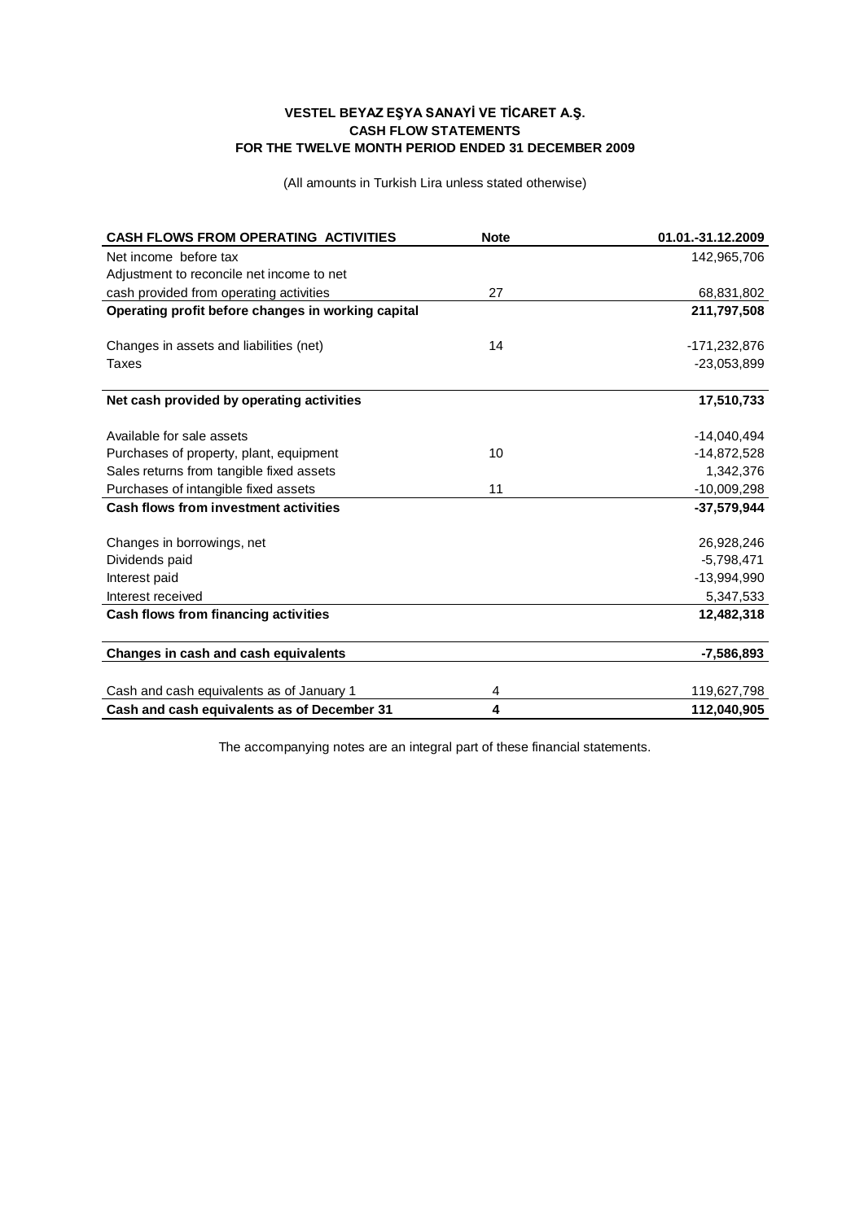**VESTEL BEYAZ EŞYA SANAYİ VE TİCARET A.Ş.**
**CASH FLOW STATEMENTS**
**FOR THE TWELVE MONTH PERIOD ENDED 31 DECEMBER 2009**

(All amounts in Turkish Lira unless stated otherwise)

| **CASH FLOWS FROM OPERATING ACTIVITIES** | **Note** | **01.01.-31.12.2009** |
|---|---|---|
| Net income before tax | | 142,965,706 |
| Adjustment to reconcile net income to net cash provided from operating activities | 27 | 68,831,802 |
| **Operating profit before changes in working capital** | | **211,797,508** |
| Changes in assets and liabilities (net) | 14 | -171,232,876 |
| Taxes | | -23,053,899 |
| **Net cash provided by operating activities** | | **17,510,733** |
| Available for sale assets | | -14,040,494 |
| Purchases of property, plant, equipment | 10 | -14,872,528 |
| Sales returns from tangible fixed assets | | 1,342,376 |
| Purchases of intangible fixed assets | 11 | -10,009,298 |
| **Cash flows from investment activities** | | **-37,579,944** |
| Changes in borrowings, net | | 26,928,246 |
| Dividends paid | | -5,798,471 |
| Interest paid | | -13,994,990 |
| Interest received | | 5,347,533 |
| **Cash flows from financing activities** | | **12,482,318** |
| **Changes in cash and cash equivalents** | | **-7,586,893** |
| Cash and cash equivalents as of January 1 | 4 | 119,627,798 |
| **Cash and cash equivalents as of December 31** | **4** | **112,040,905** |

The accompanying notes are an integral part of these financial statements.